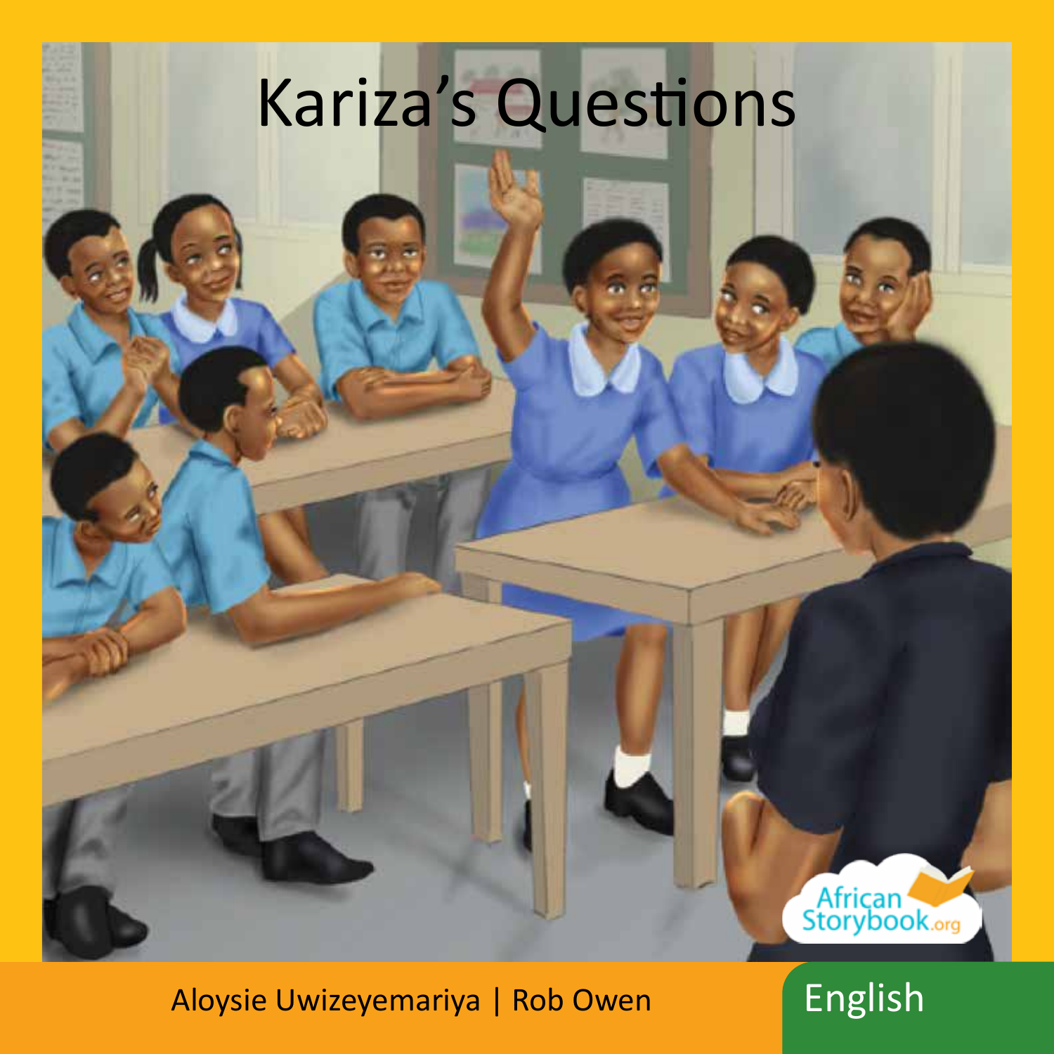# Kariza's Questions

Aloysie Uwizeyemariya | Rob Owen

English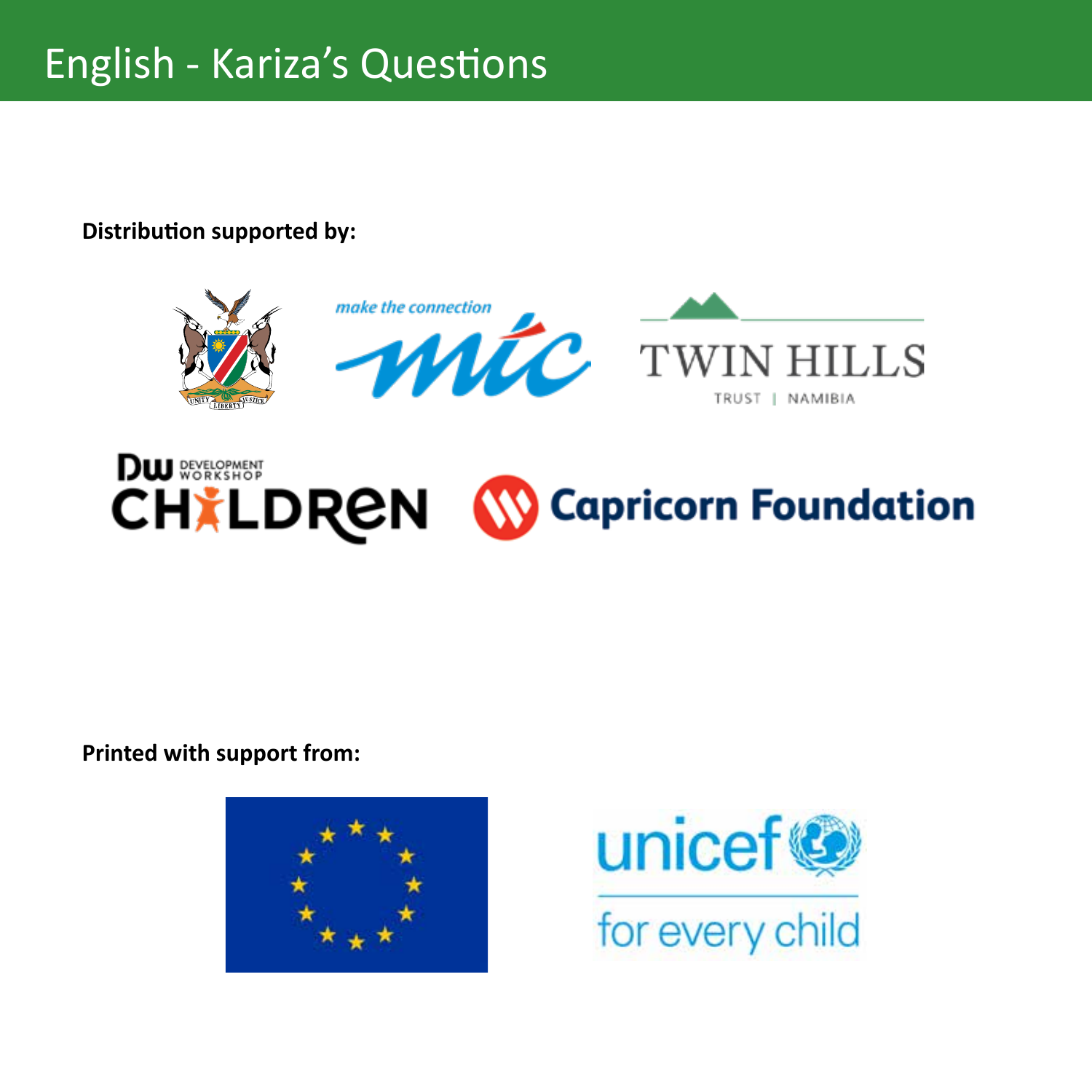**Distribution supported by:**

**Printed with support from:**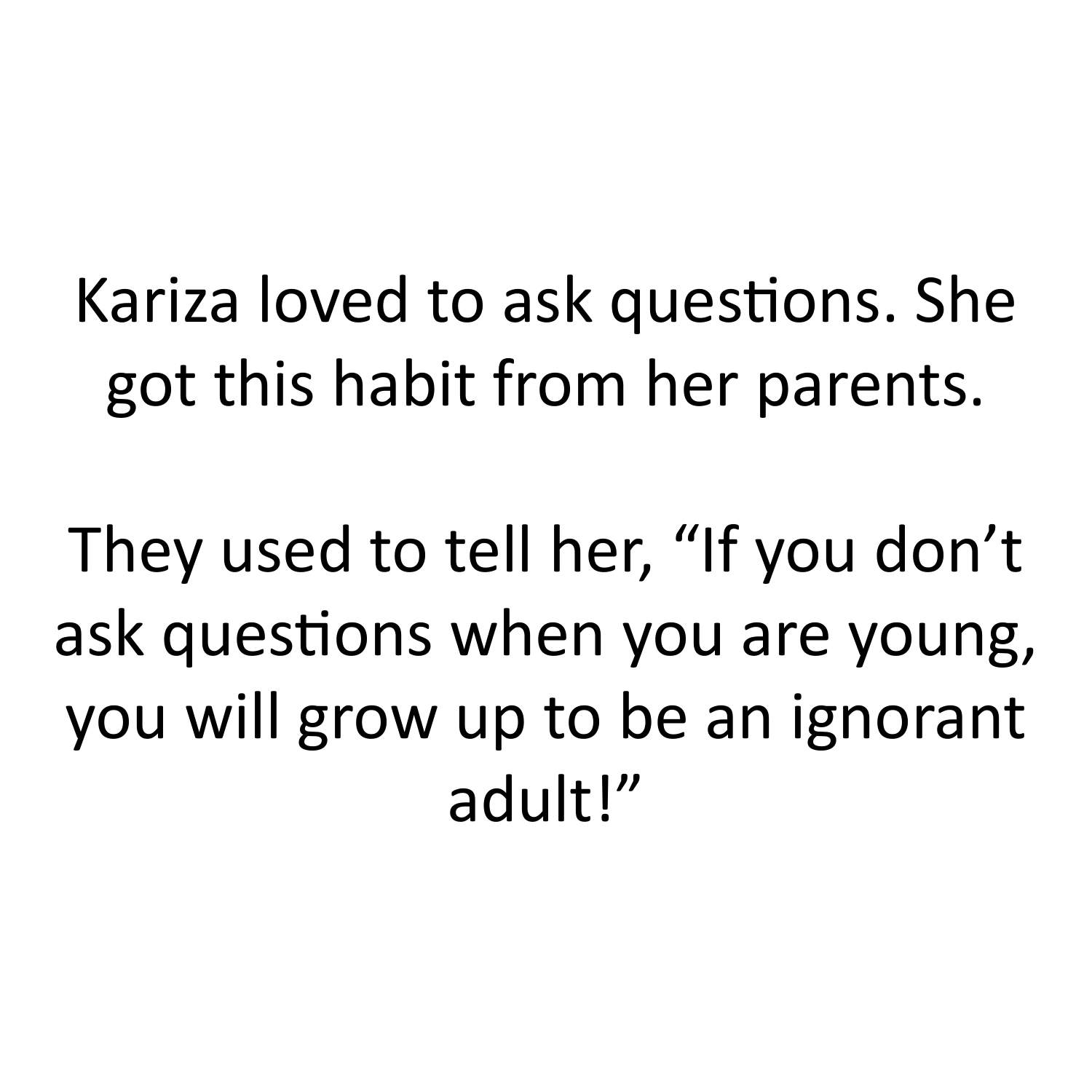Kariza loved to ask questions. She got this habit from her parents.

They used to tell her, “If you don’t ask questions when you are young, you will grow up to be an ignorant adult!”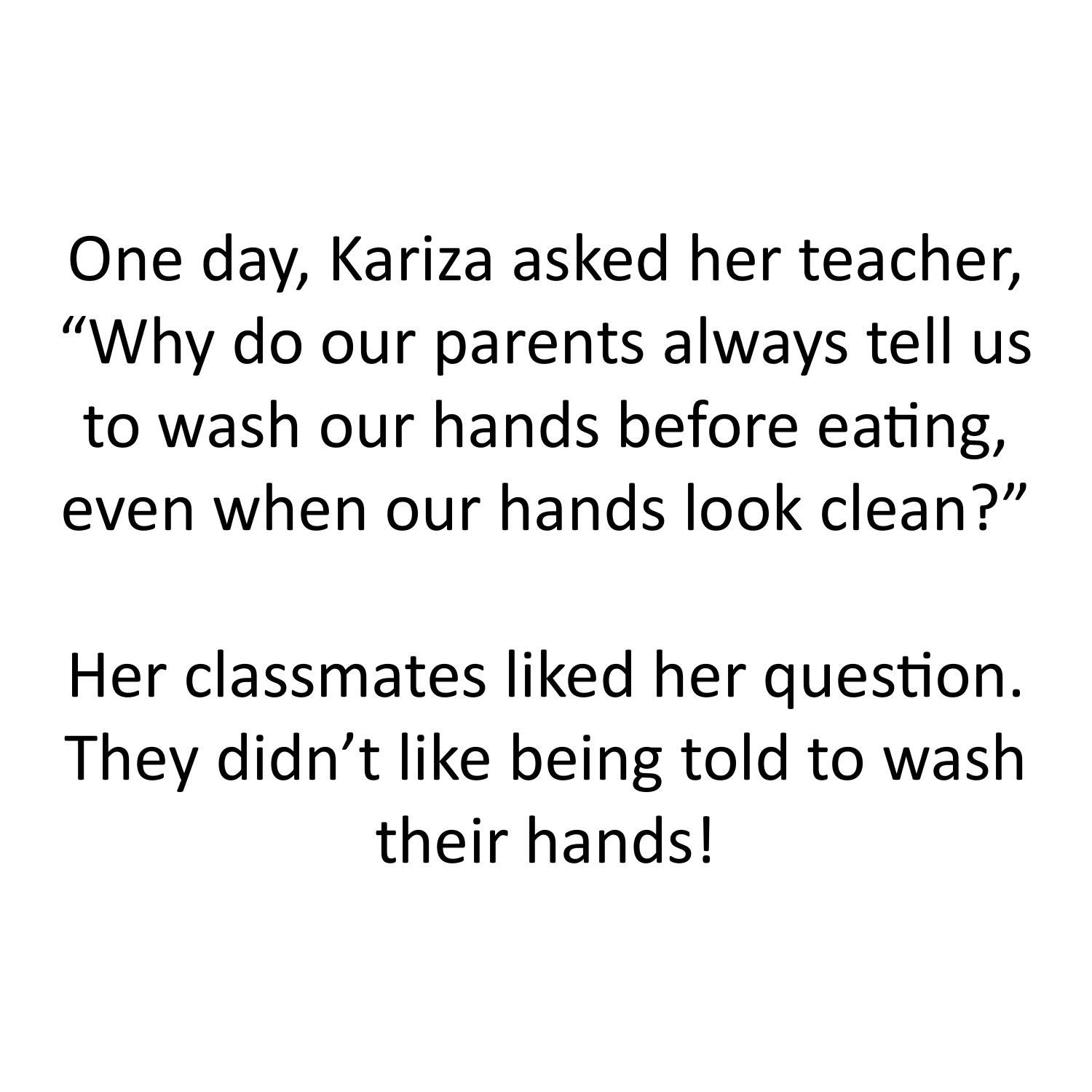One day, Kariza asked her teacher, “Why do our parents always tell us to wash our hands before eating, even when our hands look clean?”

Her classmates liked her question. They didn’t like being told to wash their hands!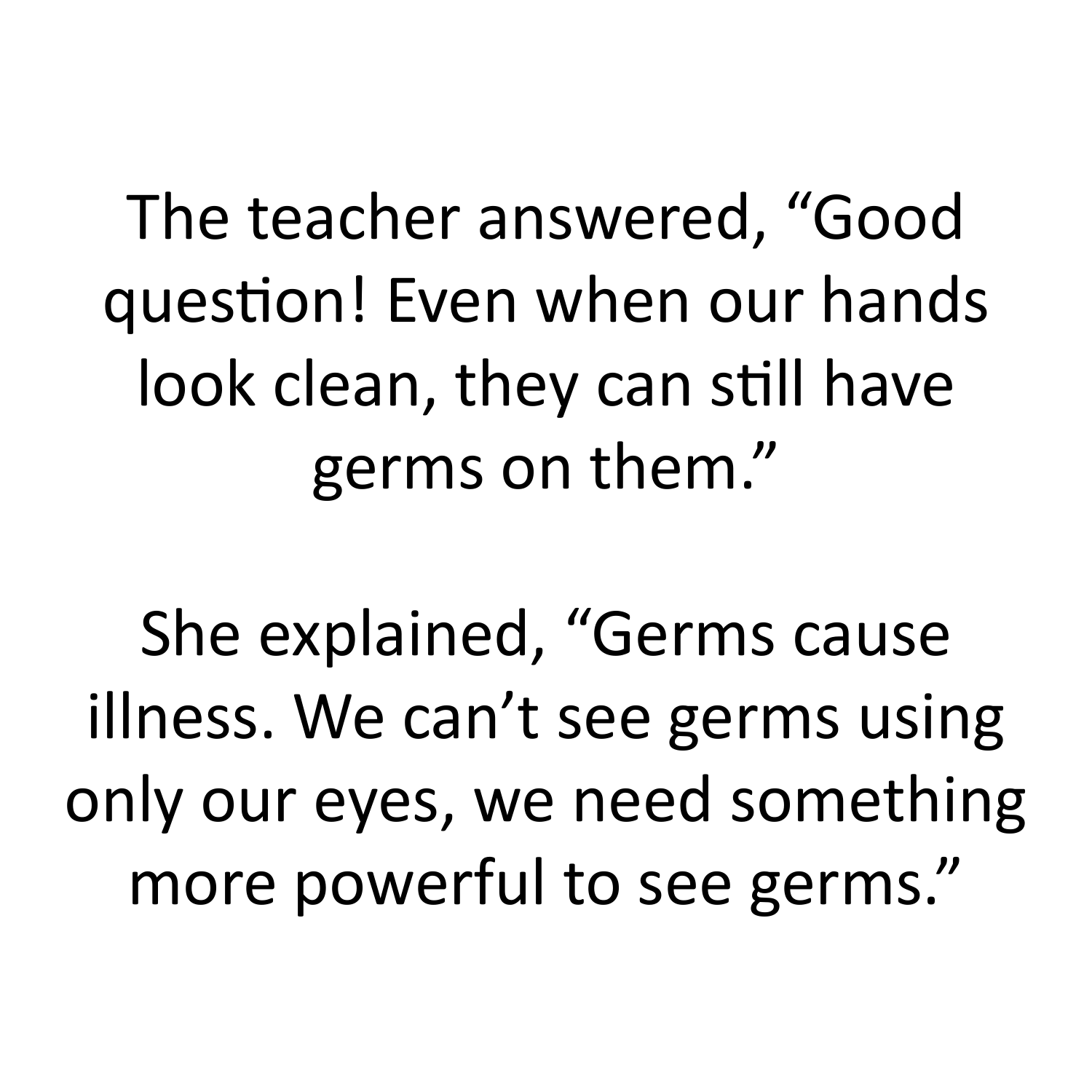The teacher answered, “Good question! Even when our hands look clean, they can still have germs on them.”

She explained, “Germs cause illness. We can’t see germs using only our eyes, we need something more powerful to see germs.”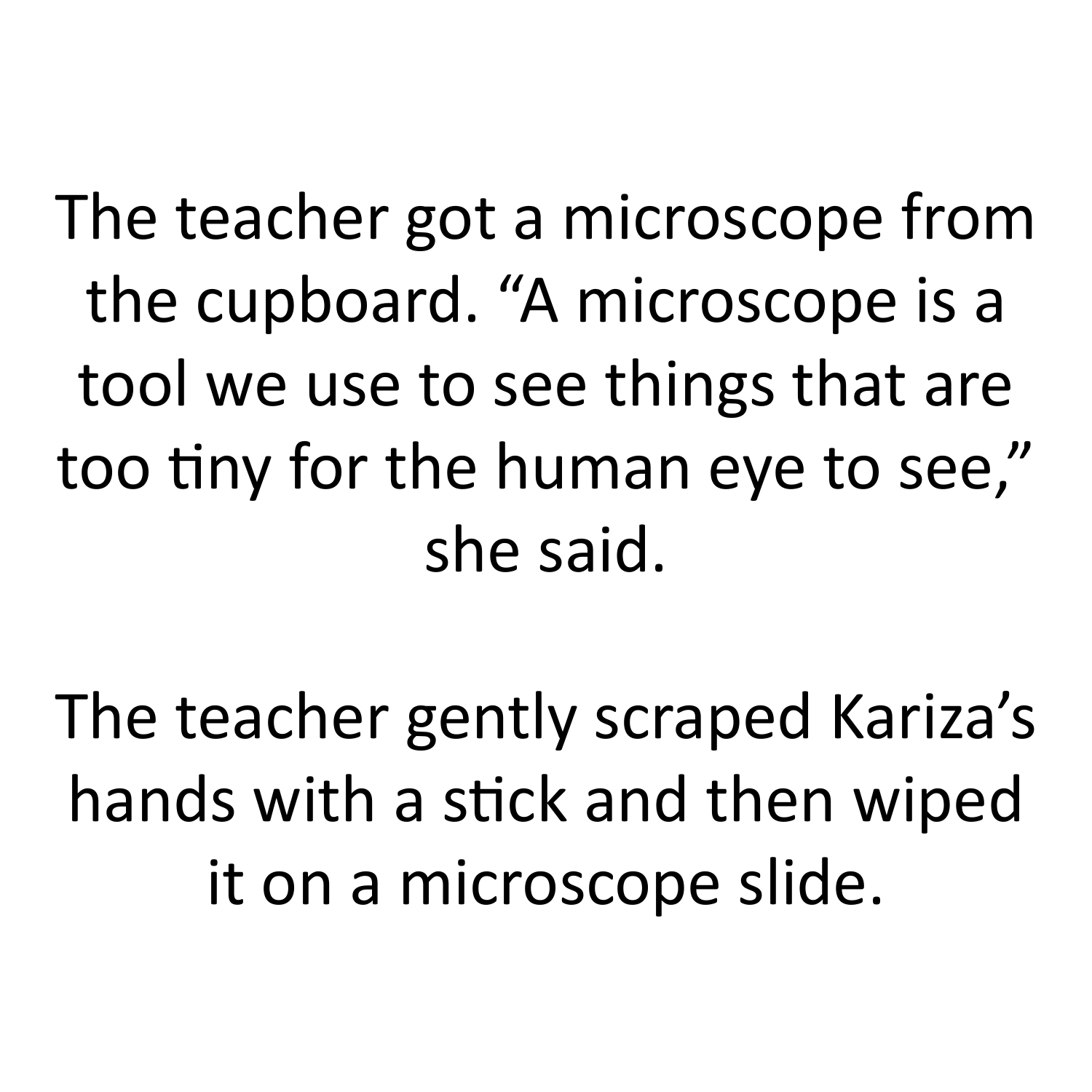The teacher got a microscope from the cupboard. “A microscope is a tool we use to see things that are too tiny for the human eye to see,” she said.

The teacher gently scraped Kariza’s hands with a stick and then wiped it on a microscope slide.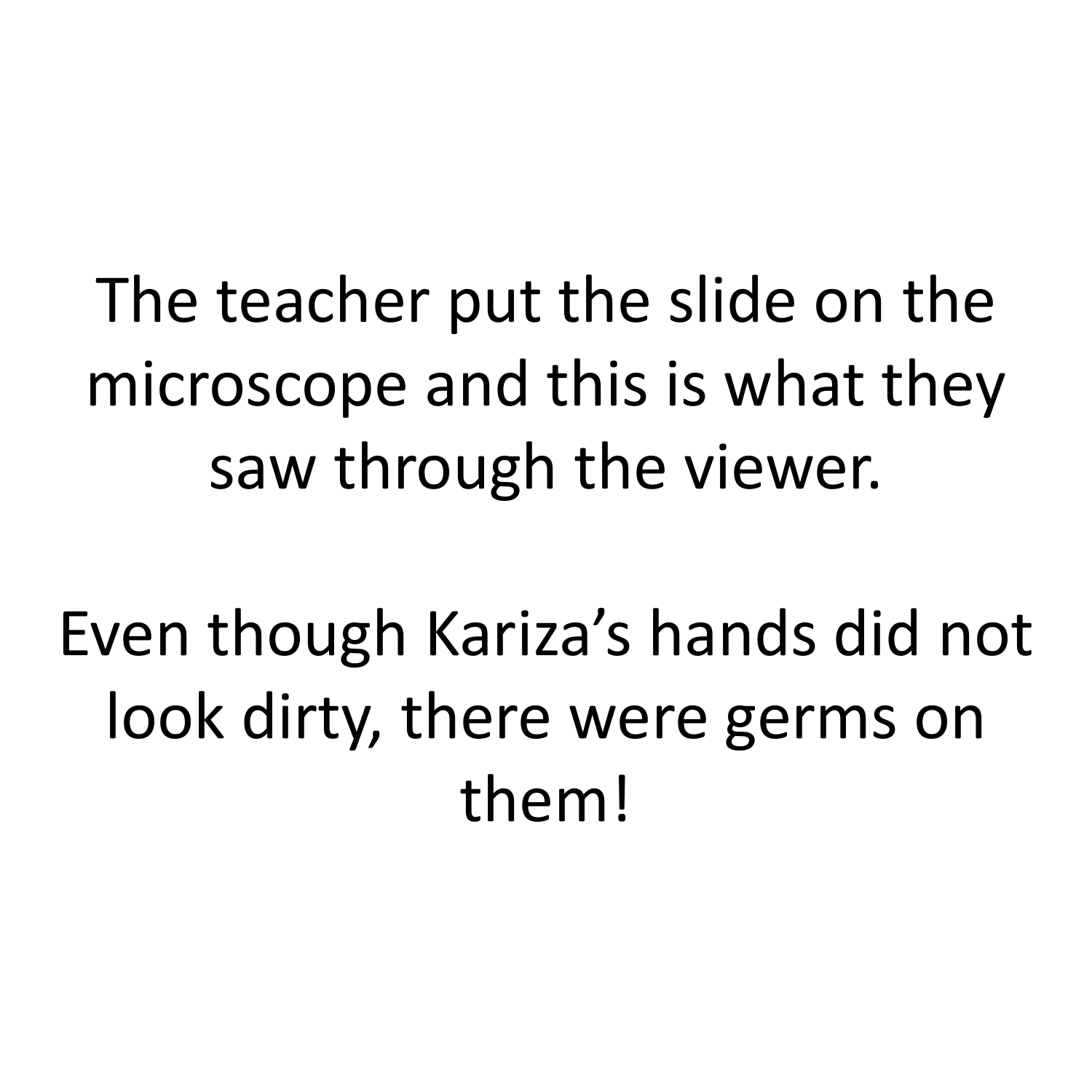The teacher put the slide on the microscope and this is what they saw through the viewer.

Even though Kariza's hands did not look dirty, there were germs on them!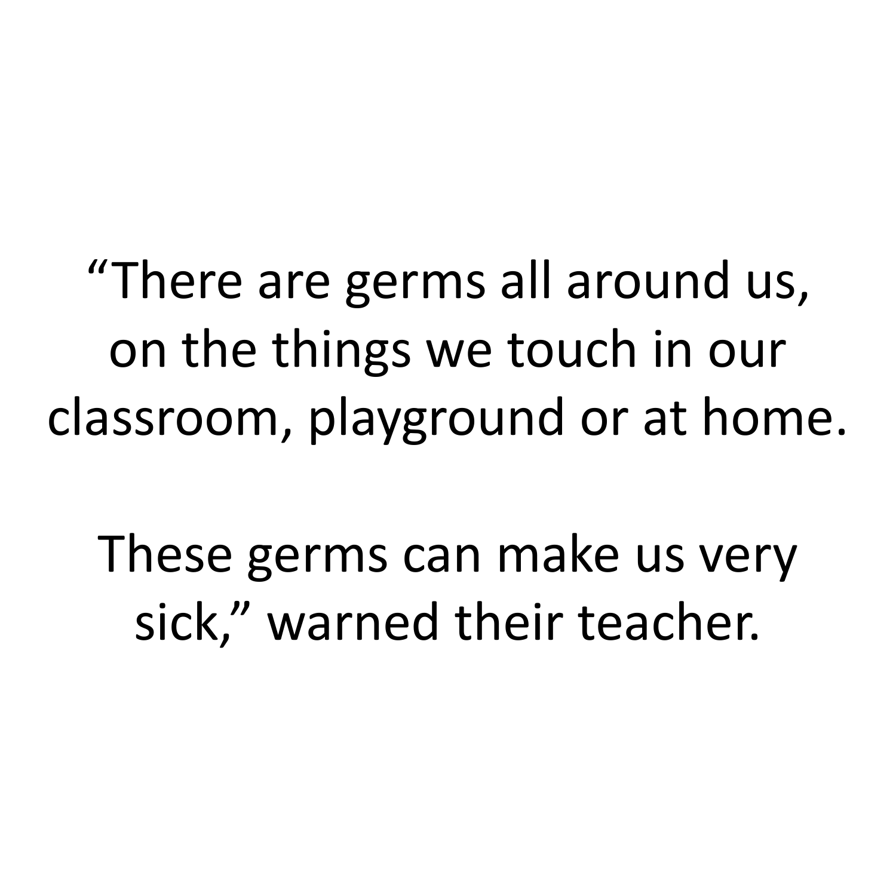"There are germs all around us, on the things we touch in our classroom, playground or at home.

These germs can make us very sick," warned their teacher.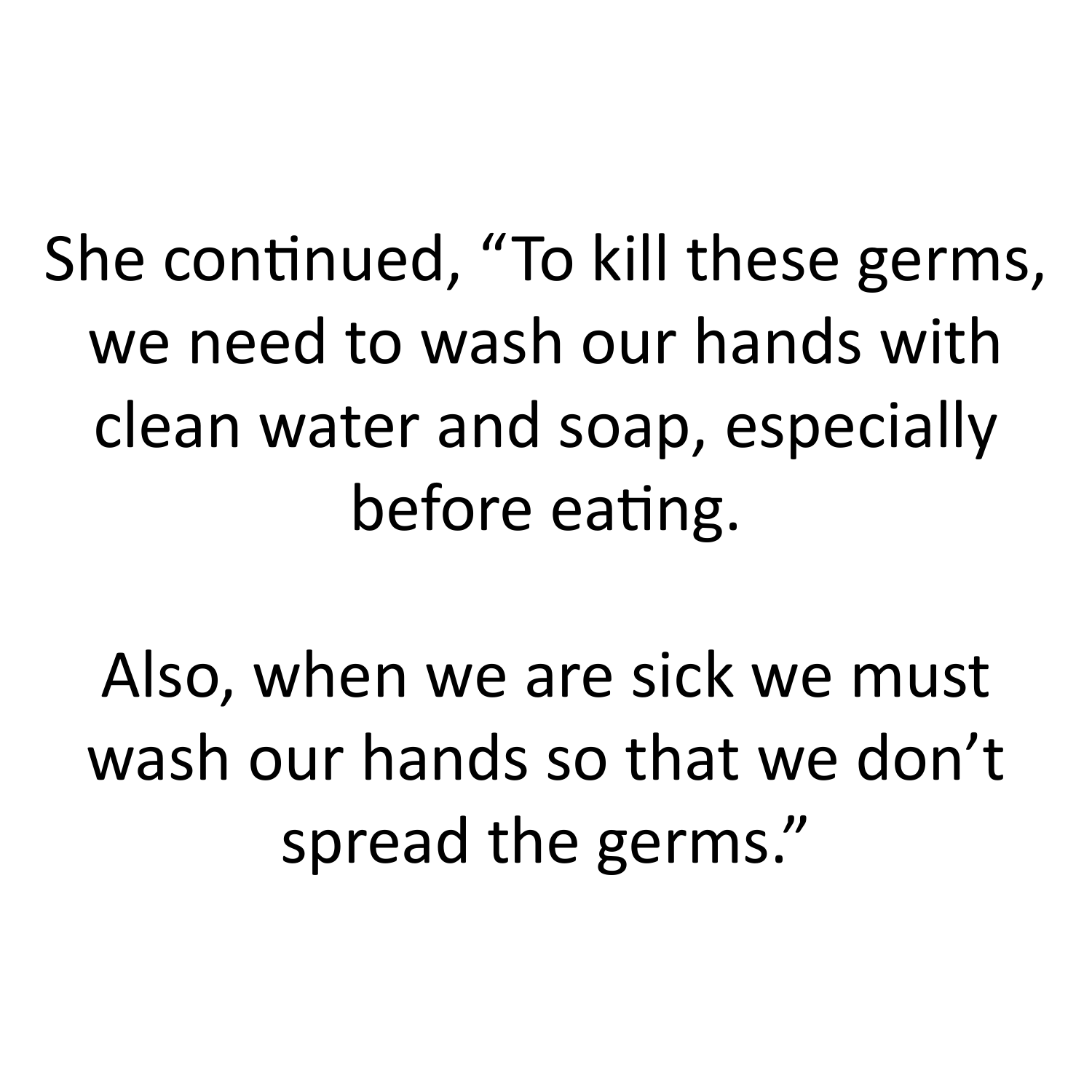She continued, “To kill these germs, we need to wash our hands with clean water and soap, especially before eating.

Also, when we are sick we must wash our hands so that we don’t spread the germs.”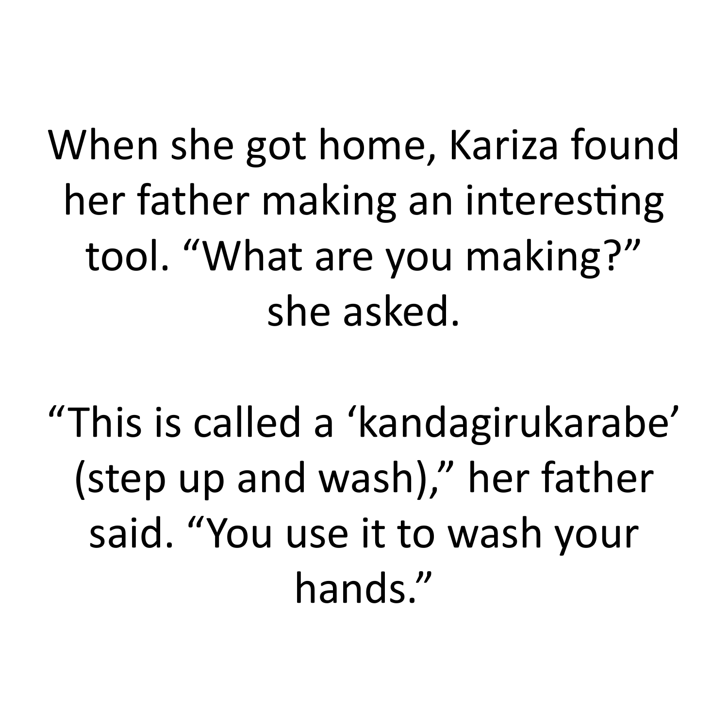When she got home, Kariza found her father making an interesting tool. “What are you making?” she asked.

“This is called a ‘kandagirukarabe’ (step up and wash),” her father said. “You use it to wash your hands.”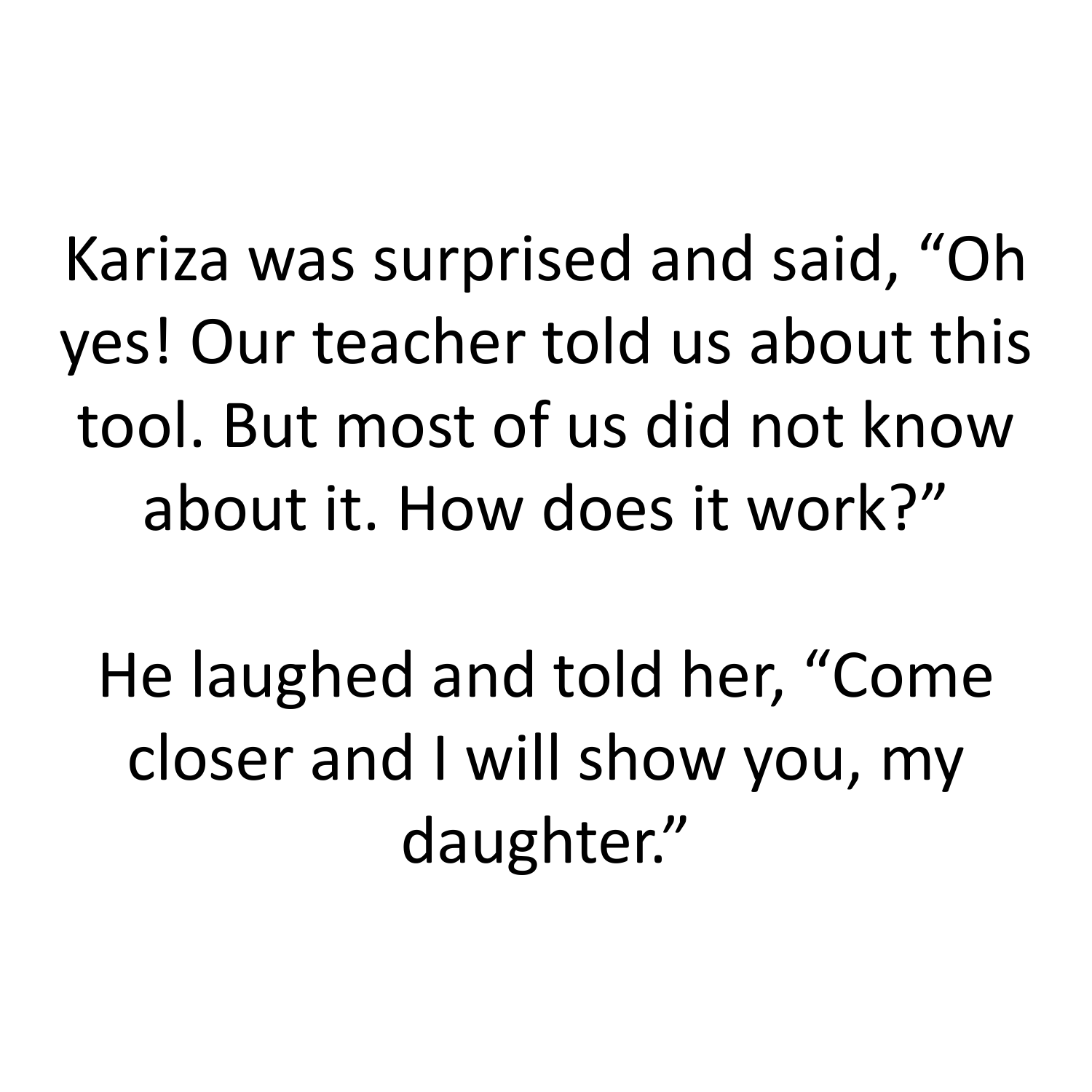Kariza was surprised and said, “Oh yes! Our teacher told us about this tool. But most of us did not know about it. How does it work?”

He laughed and told her, “Come closer and I will show you, my daughter.”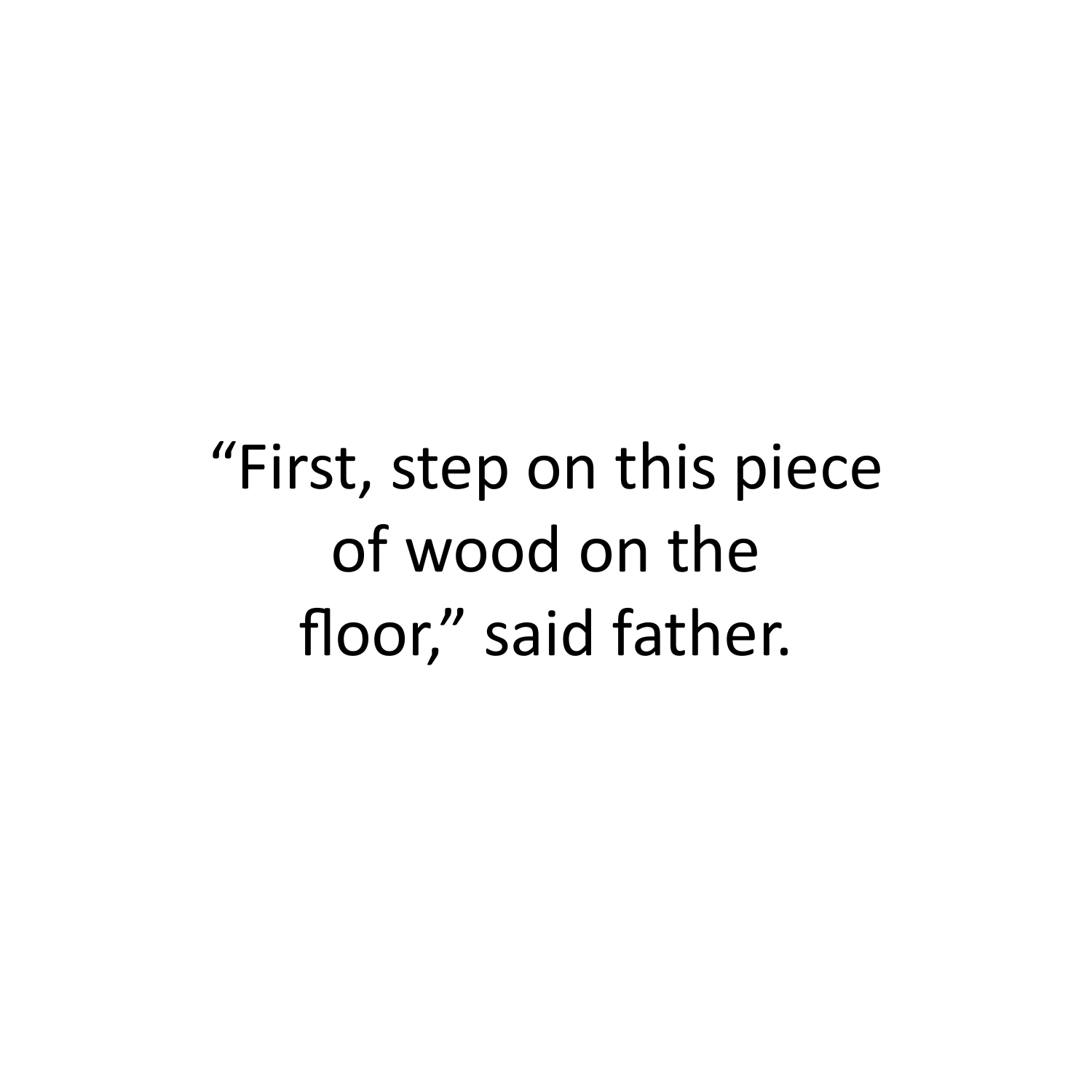"First, step on this piece of wood on the floor," said father.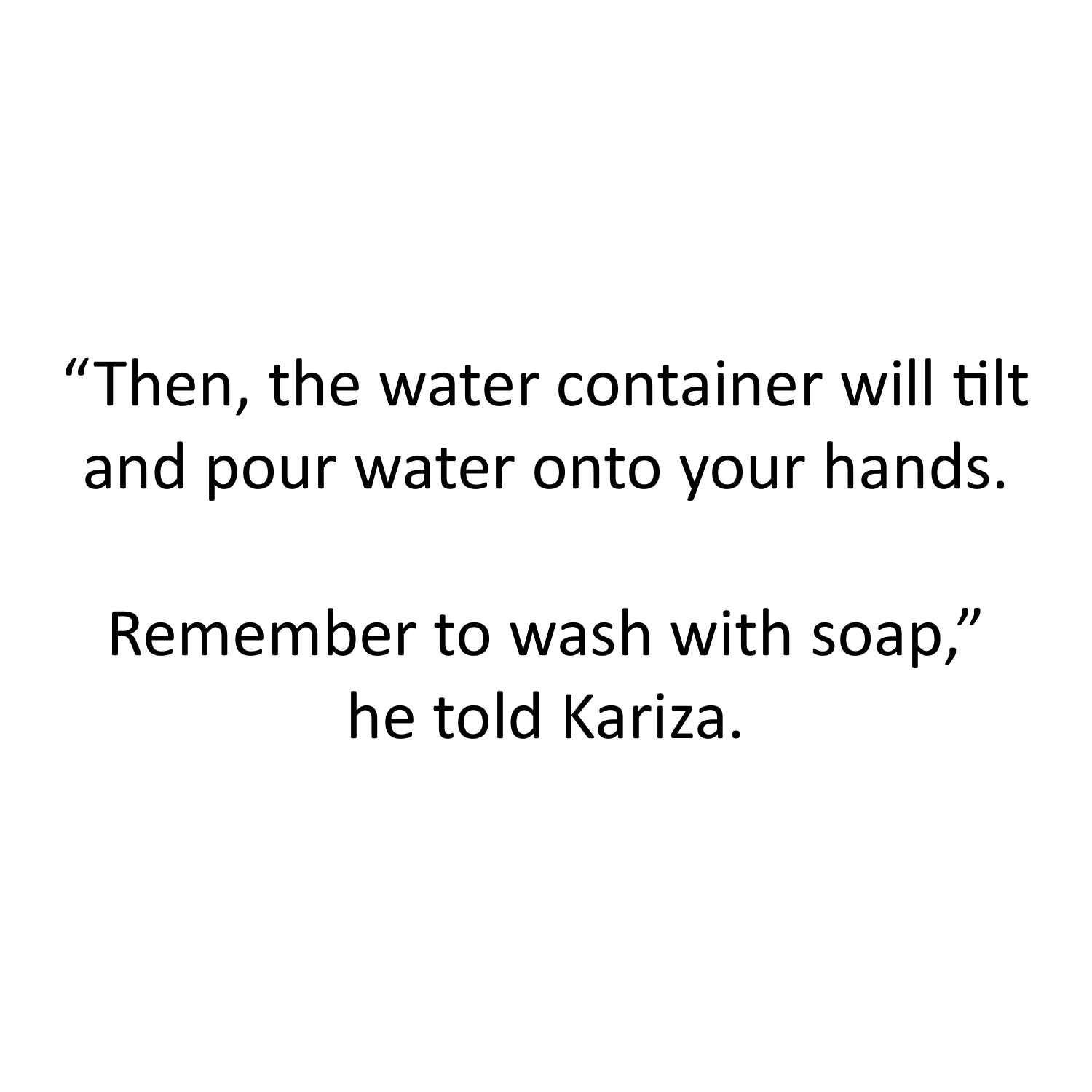"Then, the water container will tilt and pour water onto your hands.

Remember to wash with soap," he told Kariza.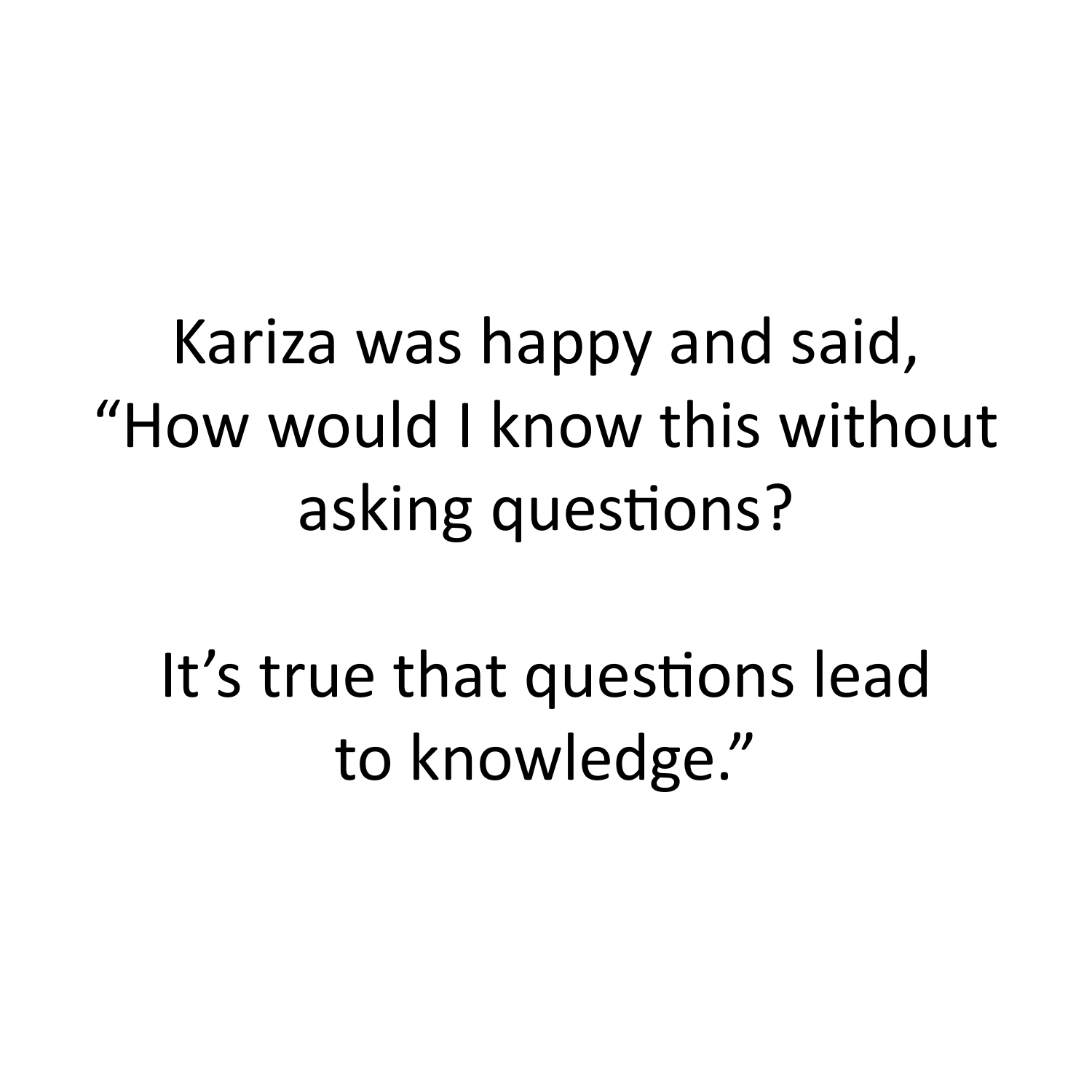Kariza was happy and said, "How would I know this without asking questions?

It's true that questions lead to knowledge."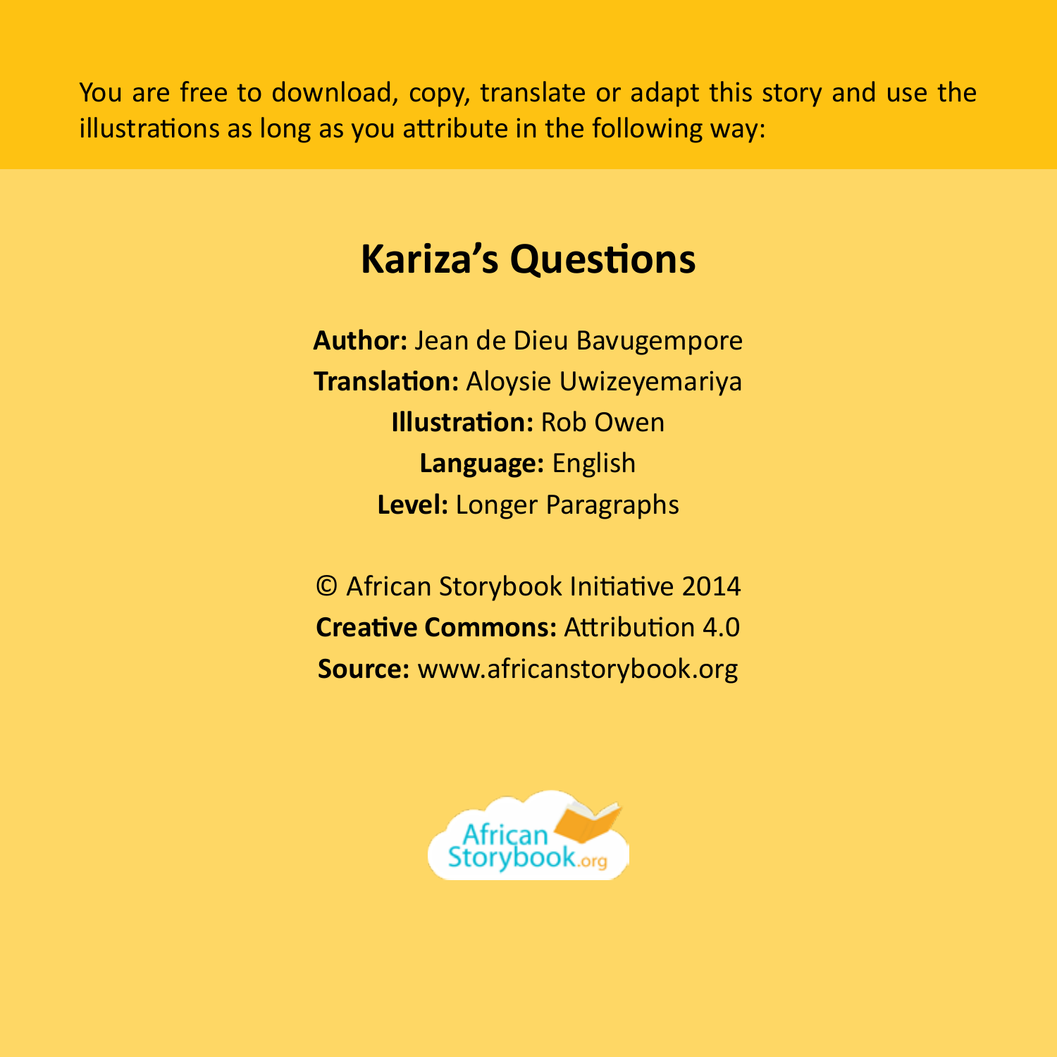You are free to download, copy, translate or adapt this story and use the illustrations as long as you attribute in the following way:

# Kariza's Questions

**Author:** Jean de Dieu Bavugempore
**Translation:** Aloysie Uwizeyemariya
**Illustration:** Rob Owen
**Language:** English
**Level:** Longer Paragraphs

© African Storybook Initiative 2014
**Creative Commons:** Attribution 4.0
**Source:** www.africanstorybook.org

African Storybook.org